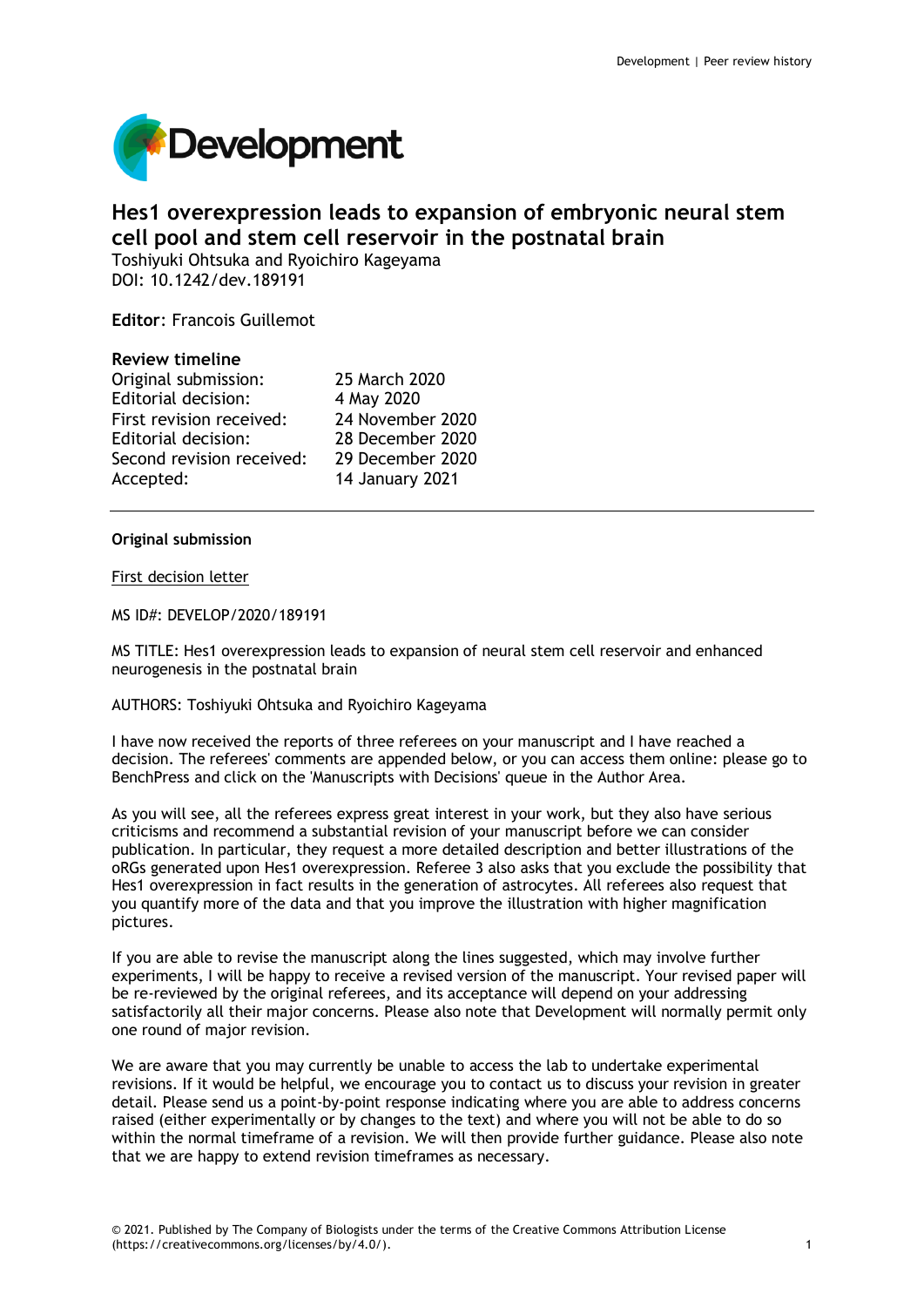# Hes1 overexpression leads to expansion of embryonic neural stem cell pool and stem cell reservoir in the postnatal brain

Toshiyuki Ohtsuka and Ryoichiro Kageyama
DOI: 10.1242/dev.189191

**Editor**: Francois Guillemot

**Review timeline**

| | |
|---|---|
| Original submission: | 25 March 2020 |
| Editorial decision: | 4 May 2020 |
| First revision received: | 24 November 2020 |
| Editorial decision: | 28 December 2020 |
| Second revision received: | 29 December 2020 |
| Accepted: | 14 January 2021 |

---

**Original submission**

First decision letter

MS ID#: DEVELOP/2020/189191

MS TITLE: Hes1 overexpression leads to expansion of neural stem cell reservoir and enhanced neurogenesis in the postnatal brain

AUTHORS: Toshiyuki Ohtsuka and Ryoichiro Kageyama

I have now received the reports of three referees on your manuscript and I have reached a decision. The referees' comments are appended below, or you can access them online: please go to BenchPress and click on the 'Manuscripts with Decisions' queue in the Author Area.

As you will see, all the referees express great interest in your work, but they also have serious criticisms and recommend a substantial revision of your manuscript before we can consider publication. In particular, they request a more detailed description and better illustrations of the oRGs generated upon Hes1 overexpression. Referee 3 also asks that you exclude the possibility that Hes1 overexpression in fact results in the generation of astrocytes. All referees also request that you quantify more of the data and that you improve the illustration with higher magnification pictures.

If you are able to revise the manuscript along the lines suggested, which may involve further experiments, I will be happy to receive a revised version of the manuscript. Your revised paper will be re-reviewed by the original referees, and its acceptance will depend on your addressing satisfactorily all their major concerns. Please also note that Development will normally permit only one round of major revision.

We are aware that you may currently be unable to access the lab to undertake experimental revisions. If it would be helpful, we encourage you to contact us to discuss your revision in greater detail. Please send us a point-by-point response indicating where you are able to address concerns raised (either experimentally or by changes to the text) and where you will not be able to do so within the normal timeframe of a revision. We will then provide further guidance. Please also note that we are happy to extend revision timeframes as necessary.

© 2021. Published by The Company of Biologists under the terms of the Creative Commons Attribution License (https://creativecommons.org/licenses/by/4.0/).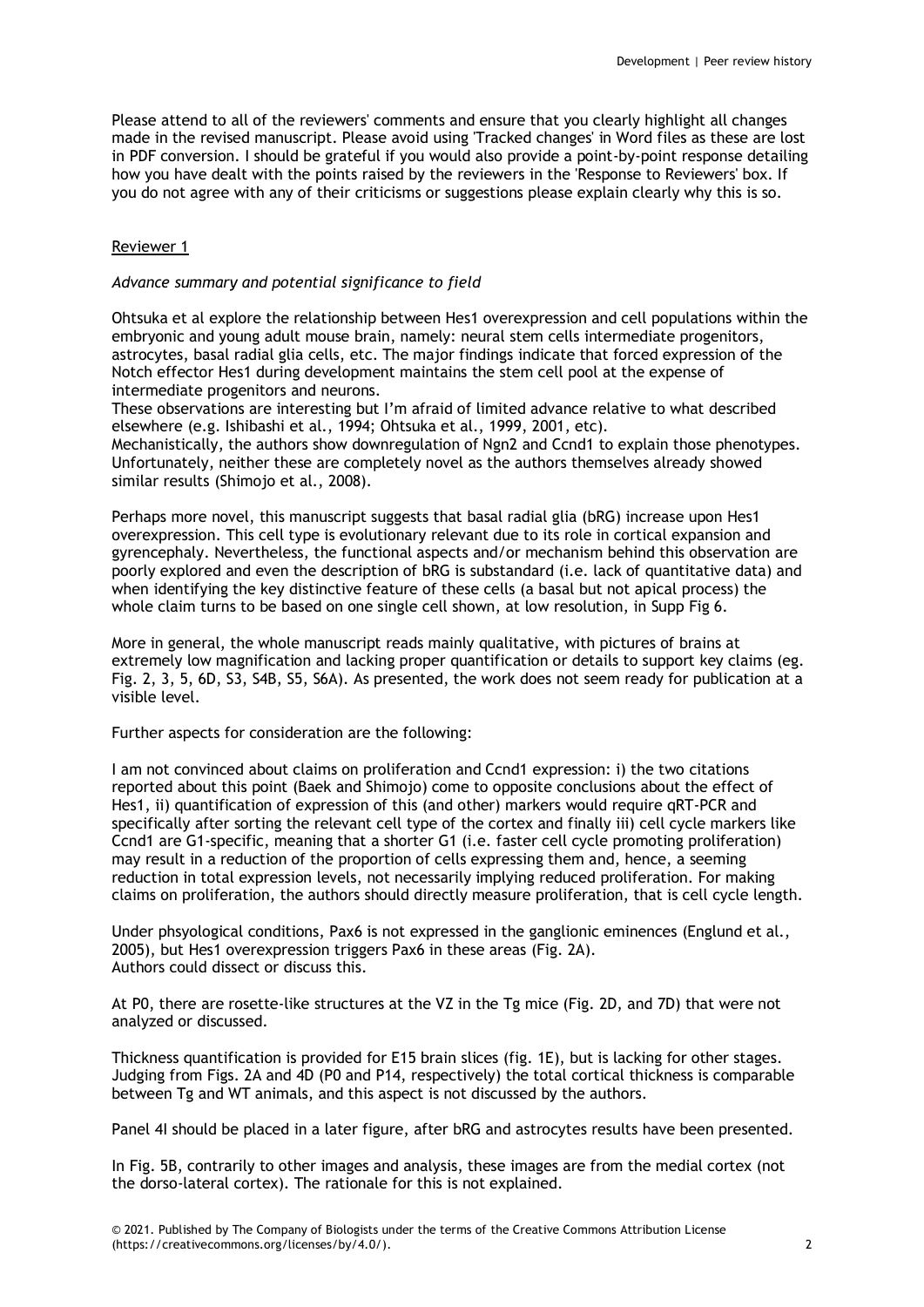Please attend to all of the reviewers' comments and ensure that you clearly highlight all changes made in the revised manuscript. Please avoid using 'Tracked changes' in Word files as these are lost in PDF conversion. I should be grateful if you would also provide a point-by-point response detailing how you have dealt with the points raised by the reviewers in the 'Response to Reviewers' box. If you do not agree with any of their criticisms or suggestions please explain clearly why this is so.

## Reviewer 1

*Advance summary and potential significance to field*

Ohtsuka et al explore the relationship between Hes1 overexpression and cell populations within the embryonic and young adult mouse brain, namely: neural stem cells intermediate progenitors, astrocytes, basal radial glia cells, etc. The major findings indicate that forced expression of the Notch effector Hes1 during development maintains the stem cell pool at the expense of intermediate progenitors and neurons.

These observations are interesting but I'm afraid of limited advance relative to what described elsewhere (e.g. Ishibashi et al., 1994; Ohtsuka et al., 1999, 2001, etc).

Mechanistically, the authors show downregulation of Ngn2 and Ccnd1 to explain those phenotypes. Unfortunately, neither these are completely novel as the authors themselves already showed similar results (Shimojo et al., 2008).

Perhaps more novel, this manuscript suggests that basal radial glia (bRG) increase upon Hes1 overexpression. This cell type is evolutionary relevant due to its role in cortical expansion and gyrencephaly. Nevertheless, the functional aspects and/or mechanism behind this observation are poorly explored and even the description of bRG is substandard (i.e. lack of quantitative data) and when identifying the key distinctive feature of these cells (a basal but not apical process) the whole claim turns to be based on one single cell shown, at low resolution, in Supp Fig 6.

More in general, the whole manuscript reads mainly qualitative, with pictures of brains at extremely low magnification and lacking proper quantification or details to support key claims (eg. Fig. 2, 3, 5, 6D, S3, S4B, S5, S6A). As presented, the work does not seem ready for publication at a visible level.

Further aspects for consideration are the following:

I am not convinced about claims on proliferation and Ccnd1 expression: i) the two citations reported about this point (Baek and Shimojo) come to opposite conclusions about the effect of Hes1, ii) quantification of expression of this (and other) markers would require qRT-PCR and specifically after sorting the relevant cell type of the cortex and finally iii) cell cycle markers like Ccnd1 are G1-specific, meaning that a shorter G1 (i.e. faster cell cycle promoting proliferation) may result in a reduction of the proportion of cells expressing them and, hence, a seeming reduction in total expression levels, not necessarily implying reduced proliferation. For making claims on proliferation, the authors should directly measure proliferation, that is cell cycle length.

Under phsyological conditions, Pax6 is not expressed in the ganglionic eminences (Englund et al., 2005), but Hes1 overexpression triggers Pax6 in these areas (Fig. 2A).
Authors could dissect or discuss this.

At P0, there are rosette-like structures at the VZ in the Tg mice (Fig. 2D, and 7D) that were not analyzed or discussed.

Thickness quantification is provided for E15 brain slices (fig. 1E), but is lacking for other stages. Judging from Figs. 2A and 4D (P0 and P14, respectively) the total cortical thickness is comparable between Tg and WT animals, and this aspect is not discussed by the authors.

Panel 4I should be placed in a later figure, after bRG and astrocytes results have been presented.

In Fig. 5B, contrarily to other images and analysis, these images are from the medial cortex (not the dorso-lateral cortex). The rationale for this is not explained.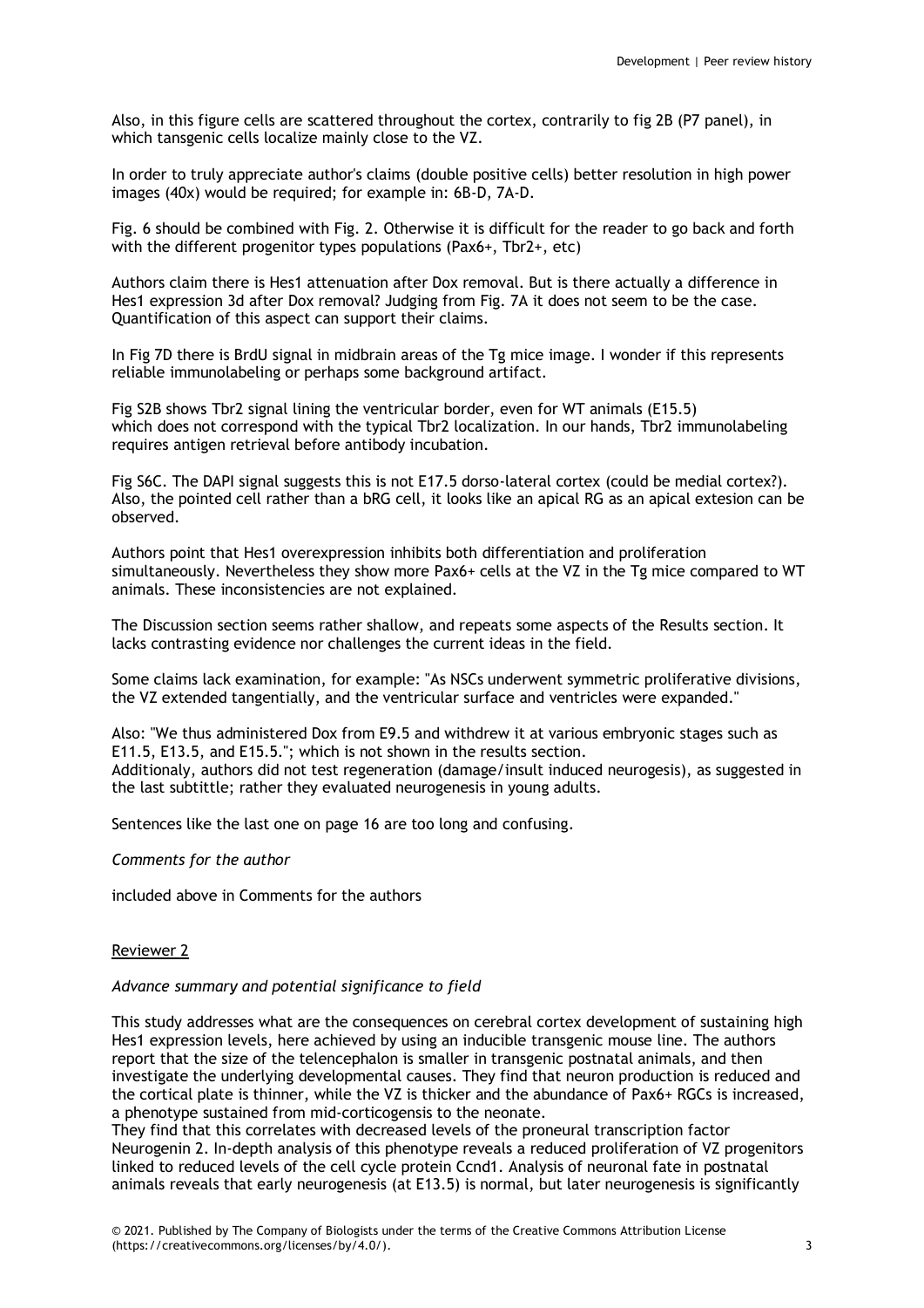Also, in this figure cells are scattered throughout the cortex, contrarily to fig 2B (P7 panel), in which tansgenic cells localize mainly close to the VZ.

In order to truly appreciate author's claims (double positive cells) better resolution in high power images (40x) would be required; for example in: 6B-D, 7A-D.

Fig. 6 should be combined with Fig. 2. Otherwise it is difficult for the reader to go back and forth with the different progenitor types populations (Pax6+, Tbr2+, etc)

Authors claim there is Hes1 attenuation after Dox removal. But is there actually a difference in Hes1 expression 3d after Dox removal? Judging from Fig. 7A it does not seem to be the case. Quantification of this aspect can support their claims.

In Fig 7D there is BrdU signal in midbrain areas of the Tg mice image. I wonder if this represents reliable immunolabeling or perhaps some background artifact.

Fig S2B shows Tbr2 signal lining the ventricular border, even for WT animals (E15.5) which does not correspond with the typical Tbr2 localization. In our hands, Tbr2 immunolabeling requires antigen retrieval before antibody incubation.

Fig S6C. The DAPI signal suggests this is not E17.5 dorso-lateral cortex (could be medial cortex?). Also, the pointed cell rather than a bRG cell, it looks like an apical RG as an apical extesion can be observed.

Authors point that Hes1 overexpression inhibits both differentiation and proliferation simultaneously. Nevertheless they show more Pax6+ cells at the VZ in the Tg mice compared to WT animals. These inconsistencies are not explained.

The Discussion section seems rather shallow, and repeats some aspects of the Results section. It lacks contrasting evidence nor challenges the current ideas in the field.

Some claims lack examination, for example: "As NSCs underwent symmetric proliferative divisions, the VZ extended tangentially, and the ventricular surface and ventricles were expanded."

Also: "We thus administered Dox from E9.5 and withdrew it at various embryonic stages such as E11.5, E13.5, and E15.5."; which is not shown in the results section.
Additionaly, authors did not test regeneration (damage/insult induced neurogesis), as suggested in the last subtittle; rather they evaluated neurogenesis in young adults.

Sentences like the last one on page 16 are too long and confusing.

*Comments for the author*

included above in Comments for the authors

Reviewer 2

*Advance summary and potential significance to field*

This study addresses what are the consequences on cerebral cortex development of sustaining high Hes1 expression levels, here achieved by using an inducible transgenic mouse line. The authors report that the size of the telencephalon is smaller in transgenic postnatal animals, and then investigate the underlying developmental causes. They find that neuron production is reduced and the cortical plate is thinner, while the VZ is thicker and the abundance of Pax6+ RGCs is increased, a phenotype sustained from mid-corticogensis to the neonate.
They find that this correlates with decreased levels of the proneural transcription factor Neurogenin 2. In-depth analysis of this phenotype reveals a reduced proliferation of VZ progenitors linked to reduced levels of the cell cycle protein Ccnd1. Analysis of neuronal fate in postnatal animals reveals that early neurogenesis (at E13.5) is normal, but later neurogenesis is significantly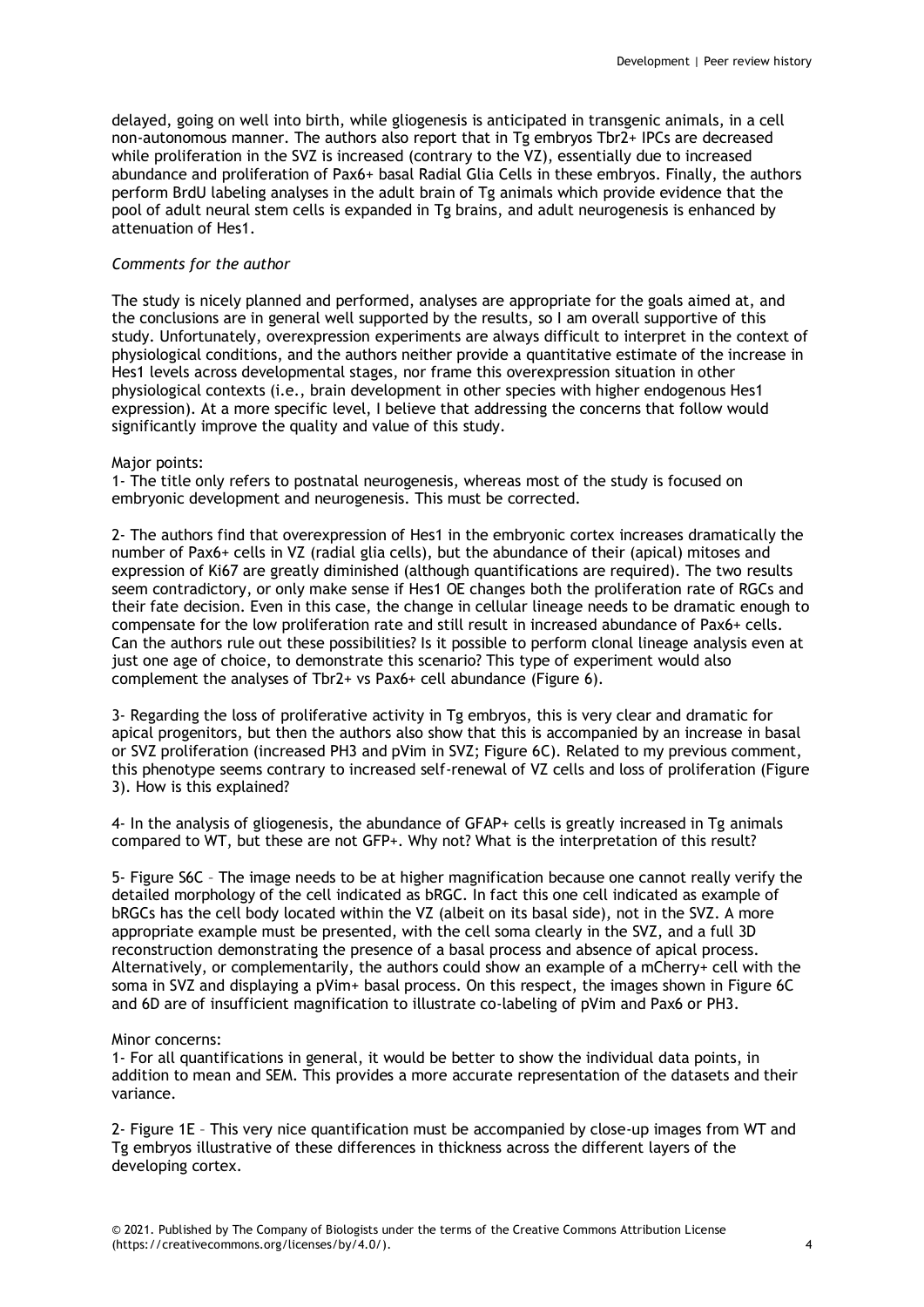delayed, going on well into birth, while gliogenesis is anticipated in transgenic animals, in a cell non-autonomous manner. The authors also report that in Tg embryos Tbr2+ IPCs are decreased while proliferation in the SVZ is increased (contrary to the VZ), essentially due to increased abundance and proliferation of Pax6+ basal Radial Glia Cells in these embryos. Finally, the authors perform BrdU labeling analyses in the adult brain of Tg animals which provide evidence that the pool of adult neural stem cells is expanded in Tg brains, and adult neurogenesis is enhanced by attenuation of Hes1.

*Comments for the author*

The study is nicely planned and performed, analyses are appropriate for the goals aimed at, and the conclusions are in general well supported by the results, so I am overall supportive of this study. Unfortunately, overexpression experiments are always difficult to interpret in the context of physiological conditions, and the authors neither provide a quantitative estimate of the increase in Hes1 levels across developmental stages, nor frame this overexpression situation in other physiological contexts (i.e., brain development in other species with higher endogenous Hes1 expression). At a more specific level, I believe that addressing the concerns that follow would significantly improve the quality and value of this study.

Major points:

1- The title only refers to postnatal neurogenesis, whereas most of the study is focused on embryonic development and neurogenesis. This must be corrected.

2- The authors find that overexpression of Hes1 in the embryonic cortex increases dramatically the number of Pax6+ cells in VZ (radial glia cells), but the abundance of their (apical) mitoses and expression of Ki67 are greatly diminished (although quantifications are required). The two results seem contradictory, or only make sense if Hes1 OE changes both the proliferation rate of RGCs and their fate decision. Even in this case, the change in cellular lineage needs to be dramatic enough to compensate for the low proliferation rate and still result in increased abundance of Pax6+ cells. Can the authors rule out these possibilities? Is it possible to perform clonal lineage analysis even at just one age of choice, to demonstrate this scenario? This type of experiment would also complement the analyses of Tbr2+ vs Pax6+ cell abundance (Figure 6).

3- Regarding the loss of proliferative activity in Tg embryos, this is very clear and dramatic for apical progenitors, but then the authors also show that this is accompanied by an increase in basal or SVZ proliferation (increased PH3 and pVim in SVZ; Figure 6C). Related to my previous comment, this phenotype seems contrary to increased self-renewal of VZ cells and loss of proliferation (Figure 3). How is this explained?

4- In the analysis of gliogenesis, the abundance of GFAP+ cells is greatly increased in Tg animals compared to WT, but these are not GFP+. Why not? What is the interpretation of this result?

5- Figure S6C – The image needs to be at higher magnification because one cannot really verify the detailed morphology of the cell indicated as bRGC. In fact this one cell indicated as example of bRGCs has the cell body located within the VZ (albeit on its basal side), not in the SVZ. A more appropriate example must be presented, with the cell soma clearly in the SVZ, and a full 3D reconstruction demonstrating the presence of a basal process and absence of apical process. Alternatively, or complementarily, the authors could show an example of a mCherry+ cell with the soma in SVZ and displaying a pVim+ basal process. On this respect, the images shown in Figure 6C and 6D are of insufficient magnification to illustrate co-labeling of pVim and Pax6 or PH3.

Minor concerns:

1- For all quantifications in general, it would be better to show the individual data points, in addition to mean and SEM. This provides a more accurate representation of the datasets and their variance.

2- Figure 1E – This very nice quantification must be accompanied by close-up images from WT and Tg embryos illustrative of these differences in thickness across the different layers of the developing cortex.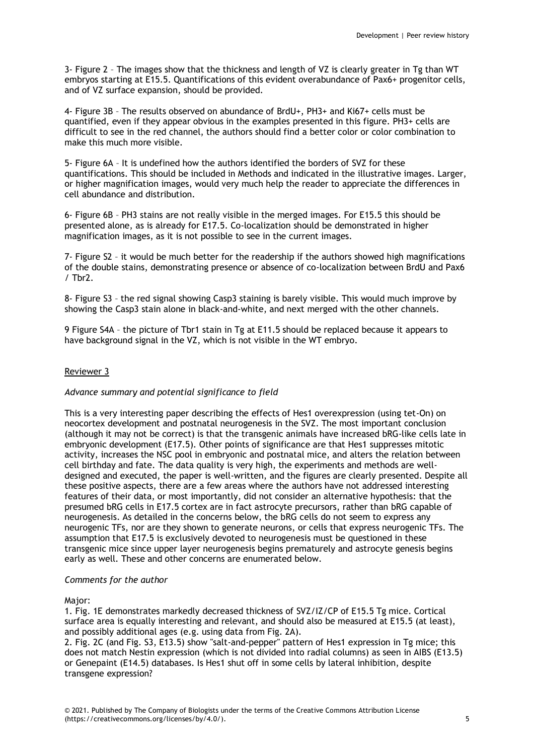3- Figure 2 – The images show that the thickness and length of VZ is clearly greater in Tg than WT embryos starting at E15.5. Quantifications of this evident overabundance of Pax6+ progenitor cells, and of VZ surface expansion, should be provided.

4- Figure 3B – The results observed on abundance of BrdU+, PH3+ and Ki67+ cells must be quantified, even if they appear obvious in the examples presented in this figure. PH3+ cells are difficult to see in the red channel, the authors should find a better color or color combination to make this much more visible.

5- Figure 6A – It is undefined how the authors identified the borders of SVZ for these quantifications. This should be included in Methods and indicated in the illustrative images. Larger, or higher magnification images, would very much help the reader to appreciate the differences in cell abundance and distribution.

6- Figure 6B – PH3 stains are not really visible in the merged images. For E15.5 this should be presented alone, as is already for E17.5. Co-localization should be demonstrated in higher magnification images, as it is not possible to see in the current images.

7- Figure S2 – it would be much better for the readership if the authors showed high magnifications of the double stains, demonstrating presence or absence of co-localization between BrdU and Pax6 / Tbr2.

8- Figure S3 – the red signal showing Casp3 staining is barely visible. This would much improve by showing the Casp3 stain alone in black-and-white, and next merged with the other channels.

9 Figure S4A – the picture of Tbr1 stain in Tg at E11.5 should be replaced because it appears to have background signal in the VZ, which is not visible in the WT embryo.

## Reviewer 3

*Advance summary and potential significance to field*

This is a very interesting paper describing the effects of Hes1 overexpression (using tet-On) on neocortex development and postnatal neurogenesis in the SVZ. The most important conclusion (although it may not be correct) is that the transgenic animals have increased bRG-like cells late in embryonic development (E17.5). Other points of significance are that Hes1 suppresses mitotic activity, increases the NSC pool in embryonic and postnatal mice, and alters the relation between cell birthday and fate. The data quality is very high, the experiments and methods are well-designed and executed, the paper is well-written, and the figures are clearly presented. Despite all these positive aspects, there are a few areas where the authors have not addressed interesting features of their data, or most importantly, did not consider an alternative hypothesis: that the presumed bRG cells in E17.5 cortex are in fact astrocyte precursors, rather than bRG capable of neurogenesis. As detailed in the concerns below, the bRG cells do not seem to express any neurogenic TFs, nor are they shown to generate neurons, or cells that express neurogenic TFs. The assumption that E17.5 is exclusively devoted to neurogenesis must be questioned in these transgenic mice since upper layer neurogenesis begins prematurely and astrocyte genesis begins early as well. These and other concerns are enumerated below.

*Comments for the author*

Major:

1. Fig. 1E demonstrates markedly decreased thickness of SVZ/IZ/CP of E15.5 Tg mice. Cortical surface area is equally interesting and relevant, and should also be measured at E15.5 (at least), and possibly additional ages (e.g. using data from Fig. 2A).
2. Fig. 2C (and Fig. S3, E13.5) show "salt-and-pepper" pattern of Hes1 expression in Tg mice; this does not match Nestin expression (which is not divided into radial columns) as seen in AIBS (E13.5) or Genepaint (E14.5) databases. Is Hes1 shut off in some cells by lateral inhibition, despite transgene expression?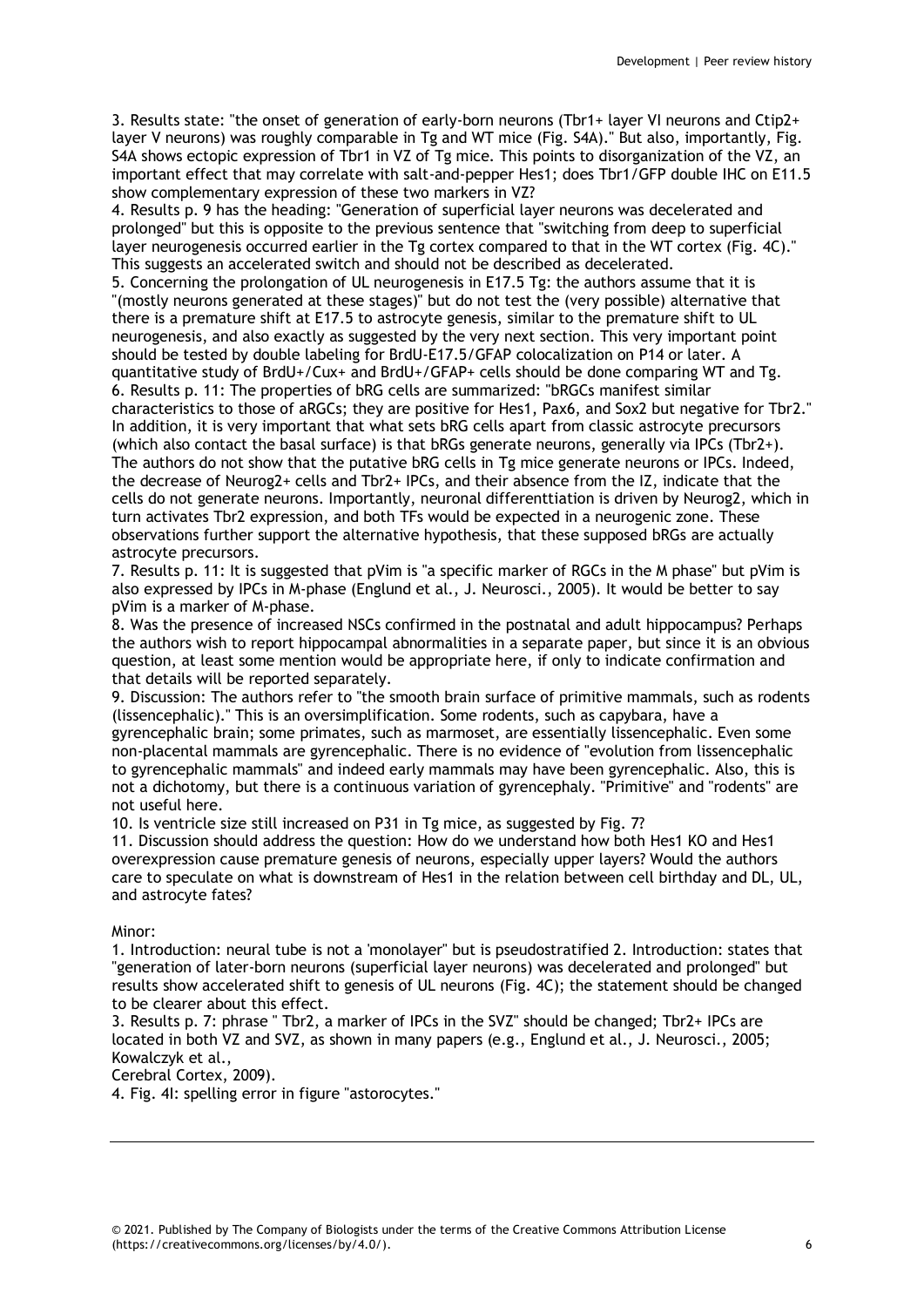3. Results state: "the onset of generation of early-born neurons (Tbr1+ layer VI neurons and Ctip2+ layer V neurons) was roughly comparable in Tg and WT mice (Fig. S4A)." But also, importantly, Fig. S4A shows ectopic expression of Tbr1 in VZ of Tg mice. This points to disorganization of the VZ, an important effect that may correlate with salt-and-pepper Hes1; does Tbr1/GFP double IHC on E11.5 show complementary expression of these two markers in VZ?

4. Results p. 9 has the heading: "Generation of superficial layer neurons was decelerated and prolonged" but this is opposite to the previous sentence that "switching from deep to superficial layer neurogenesis occurred earlier in the Tg cortex compared to that in the WT cortex (Fig. 4C)." This suggests an accelerated switch and should not be described as decelerated.

5. Concerning the prolongation of UL neurogenesis in E17.5 Tg: the authors assume that it is "(mostly neurons generated at these stages)" but do not test the (very possible) alternative that there is a premature shift at E17.5 to astrocyte genesis, similar to the premature shift to UL neurogenesis, and also exactly as suggested by the very next section. This very important point should be tested by double labeling for BrdU-E17.5/GFAP colocalization on P14 or later. A quantitative study of BrdU+/Cux+ and BrdU+/GFAP+ cells should be done comparing WT and Tg.

6. Results p. 11: The properties of bRG cells are summarized: "bRGCs manifest similar characteristics to those of aRGCs; they are positive for Hes1, Pax6, and Sox2 but negative for Tbr2." In addition, it is very important that what sets bRG cells apart from classic astrocyte precursors (which also contact the basal surface) is that bRGs generate neurons, generally via IPCs (Tbr2+). The authors do not show that the putative bRG cells in Tg mice generate neurons or IPCs. Indeed, the decrease of Neurog2+ cells and Tbr2+ IPCs, and their absence from the IZ, indicate that the cells do not generate neurons. Importantly, neuronal differenttiation is driven by Neurog2, which in turn activates Tbr2 expression, and both TFs would be expected in a neurogenic zone. These observations further support the alternative hypothesis, that these supposed bRGs are actually astrocyte precursors.

7. Results p. 11: It is suggested that pVim is "a specific marker of RGCs in the M phase" but pVim is also expressed by IPCs in M-phase (Englund et al., J. Neurosci., 2005). It would be better to say pVim is a marker of M-phase.

8. Was the presence of increased NSCs confirmed in the postnatal and adult hippocampus? Perhaps the authors wish to report hippocampal abnormalities in a separate paper, but since it is an obvious question, at least some mention would be appropriate here, if only to indicate confirmation and that details will be reported separately.

9. Discussion: The authors refer to "the smooth brain surface of primitive mammals, such as rodents (lissencephalic)." This is an oversimplification. Some rodents, such as capybara, have a gyrencephalic brain; some primates, such as marmoset, are essentially lissencephalic. Even some non-placental mammals are gyrencephalic. There is no evidence of "evolution from lissencephalic to gyrencephalic mammals" and indeed early mammals may have been gyrencephalic. Also, this is not a dichotomy, but there is a continuous variation of gyrencephaly. "Primitive" and "rodents" are not useful here.

10. Is ventricle size still increased on P31 in Tg mice, as suggested by Fig. 7?

11. Discussion should address the question: How do we understand how both Hes1 KO and Hes1 overexpression cause premature genesis of neurons, especially upper layers? Would the authors care to speculate on what is downstream of Hes1 in the relation between cell birthday and DL, UL, and astrocyte fates?

Minor:

1. Introduction: neural tube is not a 'monolayer" but is pseudostratified 2. Introduction: states that "generation of later-born neurons (superficial layer neurons) was decelerated and prolonged" but results show accelerated shift to genesis of UL neurons (Fig. 4C); the statement should be changed to be clearer about this effect.

3. Results p. 7: phrase " Tbr2, a marker of IPCs in the SVZ" should be changed; Tbr2+ IPCs are located in both VZ and SVZ, as shown in many papers (e.g., Englund et al., J. Neurosci., 2005; Kowalczyk et al., Cerebral Cortex, 2009).

4. Fig. 4I: spelling error in figure "astorocytes."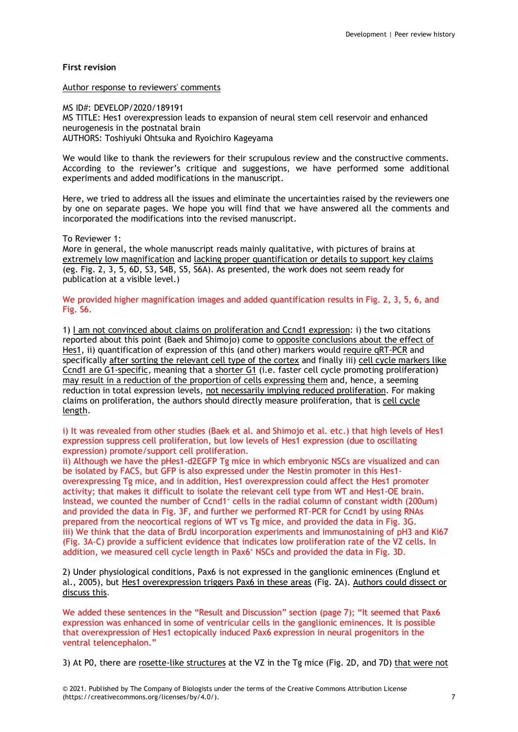**First revision**

Author response to reviewers' comments

MS ID#: DEVELOP/2020/189191
MS TITLE: Hes1 overexpression leads to expansion of neural stem cell reservoir and enhanced neurogenesis in the postnatal brain
AUTHORS: Toshiyuki Ohtsuka and Ryoichiro Kageyama

We would like to thank the reviewers for their scrupulous review and the constructive comments. According to the reviewer's critique and suggestions, we have performed some additional experiments and added modifications in the manuscript.

Here, we tried to address all the issues and eliminate the uncertainties raised by the reviewers one by one on separate pages. We hope you will find that we have answered all the comments and incorporated the modifications into the revised manuscript.

To Reviewer 1:
More in general, the whole manuscript reads mainly qualitative, with pictures of brains at extremely low magnification and lacking proper quantification or details to support key claims (eg. Fig. 2, 3, 5, 6D, S3, S4B, S5, S6A). As presented, the work does not seem ready for publication at a visible level.)

We provided higher magnification images and added quantification results in Fig. 2, 3, 5, 6, and Fig. S6.

1) I am not convinced about claims on proliferation and Ccnd1 expression: i) the two citations reported about this point (Baek and Shimojo) come to opposite conclusions about the effect of Hes1, ii) quantification of expression of this (and other) markers would require qRT-PCR and specifically after sorting the relevant cell type of the cortex and finally iii) cell cycle markers like Ccnd1 are G1-specific, meaning that a shorter G1 (i.e. faster cell cycle promoting proliferation) may result in a reduction of the proportion of cells expressing them and, hence, a seeming reduction in total expression levels, not necessarily implying reduced proliferation. For making claims on proliferation, the authors should directly measure proliferation, that is cell cycle length.

i) It was revealed from other studies (Baek et al. and Shimojo et al. etc.) that high levels of Hes1 expression suppress cell proliferation, but low levels of Hes1 expression (due to oscillating expression) promote/support cell proliferation.
ii) Although we have the pHes1-d2EGFP Tg mice in which embryonic NSCs are visualized and can be isolated by FACS, but GFP is also expressed under the Nestin promoter in this Hes1-overexpressing Tg mice, and in addition, Hes1 overexpression could affect the Hes1 promoter activity; that makes it difficult to isolate the relevant cell type from WT and Hes1-OE brain. Instead, we counted the number of Ccnd1$^{+}$ cells in the radial column of constant width (200um) and provided the data in Fig. 3F, and further we performed RT-PCR for Ccnd1 by using RNAs prepared from the neocortical regions of WT vs Tg mice, and provided the data in Fig. 3G.
iii) We think that the data of BrdU incorporation experiments and immunostaining of pH3 and Ki67 (Fig. 3A-C) provide a sufficient evidence that indicates low proliferation rate of the VZ cells. In addition, we measured cell cycle length in Pax6$^{+}$ NSCs and provided the data in Fig. 3D.

2) Under physiological conditions, Pax6 is not expressed in the ganglionic eminences (Englund et al., 2005), but Hes1 overexpression triggers Pax6 in these areas (Fig. 2A). Authors could dissect or discuss this.

We added these sentences in the "Result and Discussion" section (page 7); "It seemed that Pax6 expression was enhanced in some of ventricular cells in the ganglionic eminences. It is possible that overexpression of Hes1 ectopically induced Pax6 expression in neural progenitors in the ventral telencephalon."

3) At P0, there are rosette-like structures at the VZ in the Tg mice (Fig. 2D, and 7D) that were not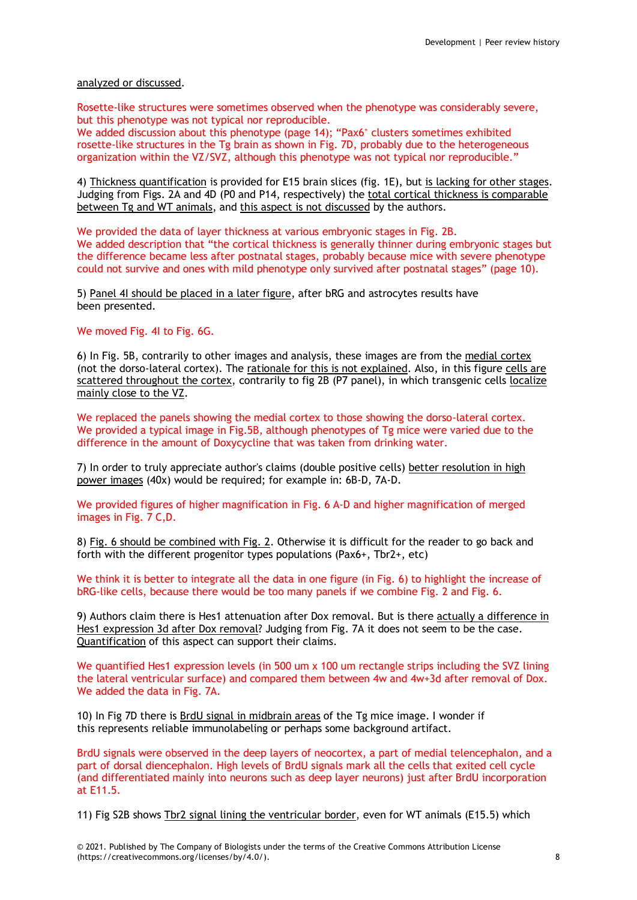analyzed or discussed.

Rosette-like structures were sometimes observed when the phenotype was considerably severe, but this phenotype was not typical nor reproducible.
We added discussion about this phenotype (page 14); "Pax6$^+$ clusters sometimes exhibited rosette-like structures in the Tg brain as shown in Fig. 7D, probably due to the heterogeneous organization within the VZ/SVZ, although this phenotype was not typical nor reproducible."

4) Thickness quantification is provided for E15 brain slices (fig. 1E), but is lacking for other stages. Judging from Figs. 2A and 4D (P0 and P14, respectively) the total cortical thickness is comparable between Tg and WT animals, and this aspect is not discussed by the authors.

We provided the data of layer thickness at various embryonic stages in Fig. 2B.
We added description that "the cortical thickness is generally thinner during embryonic stages but the difference became less after postnatal stages, probably because mice with severe phenotype could not survive and ones with mild phenotype only survived after postnatal stages" (page 10).

5) Panel 4I should be placed in a later figure, after bRG and astrocytes results have been presented.

We moved Fig. 4I to Fig. 6G.

6) In Fig. 5B, contrarily to other images and analysis, these images are from the medial cortex (not the dorso-lateral cortex). The rationale for this is not explained. Also, in this figure cells are scattered throughout the cortex, contrarily to fig 2B (P7 panel), in which transgenic cells localize mainly close to the VZ.

We replaced the panels showing the medial cortex to those showing the dorso-lateral cortex.
We provided a typical image in Fig.5B, although phenotypes of Tg mice were varied due to the difference in the amount of Doxycycline that was taken from drinking water.

7) In order to truly appreciate author's claims (double positive cells) better resolution in high power images (40x) would be required; for example in: 6B-D, 7A-D.

We provided figures of higher magnification in Fig. 6 A-D and higher magnification of merged images in Fig. 7 C,D.

8) Fig. 6 should be combined with Fig. 2. Otherwise it is difficult for the reader to go back and forth with the different progenitor types populations (Pax6+, Tbr2+, etc)

We think it is better to integrate all the data in one figure (in Fig. 6) to highlight the increase of bRG-like cells, because there would be too many panels if we combine Fig. 2 and Fig. 6.

9) Authors claim there is Hes1 attenuation after Dox removal. But is there actually a difference in Hes1 expression 3d after Dox removal? Judging from Fig. 7A it does not seem to be the case. Quantification of this aspect can support their claims.

We quantified Hes1 expression levels (in 500 um x 100 um rectangle strips including the SVZ lining the lateral ventricular surface) and compared them between 4w and 4w+3d after removal of Dox. We added the data in Fig. 7A.

10) In Fig 7D there is BrdU signal in midbrain areas of the Tg mice image. I wonder if this represents reliable immunolabeling or perhaps some background artifact.

BrdU signals were observed in the deep layers of neocortex, a part of medial telencephalon, and a part of dorsal diencephalon. High levels of BrdU signals mark all the cells that exited cell cycle (and differentiated mainly into neurons such as deep layer neurons) just after BrdU incorporation at E11.5.

11) Fig S2B shows Tbr2 signal lining the ventricular border, even for WT animals (E15.5) which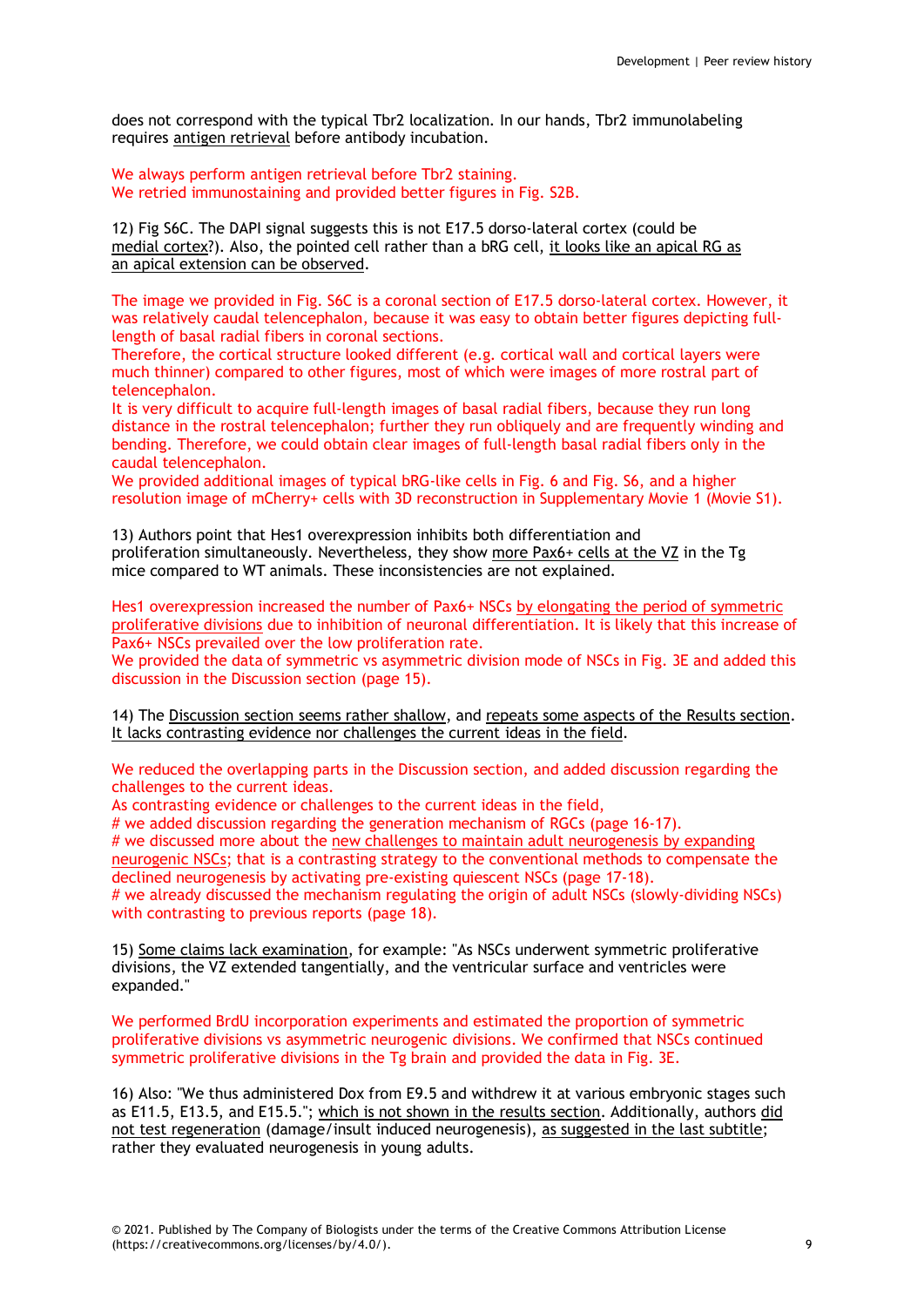does not correspond with the typical Tbr2 localization. In our hands, Tbr2 immunolabeling requires antigen retrieval before antibody incubation.

We always perform antigen retrieval before Tbr2 staining.
We retried immunostaining and provided better figures in Fig. S2B.

12) Fig S6C. The DAPI signal suggests this is not E17.5 dorso-lateral cortex (could be medial cortex?). Also, the pointed cell rather than a bRG cell, it looks like an apical RG as an apical extension can be observed.

The image we provided in Fig. S6C is a coronal section of E17.5 dorso-lateral cortex. However, it was relatively caudal telencephalon, because it was easy to obtain better figures depicting full-length of basal radial fibers in coronal sections.
Therefore, the cortical structure looked different (e.g. cortical wall and cortical layers were much thinner) compared to other figures, most of which were images of more rostral part of telencephalon.
It is very difficult to acquire full-length images of basal radial fibers, because they run long distance in the rostral telencephalon; further they run obliquely and are frequently winding and bending. Therefore, we could obtain clear images of full-length basal radial fibers only in the caudal telencephalon.
We provided additional images of typical bRG-like cells in Fig. 6 and Fig. S6, and a higher resolution image of mCherry+ cells with 3D reconstruction in Supplementary Movie 1 (Movie S1).

13) Authors point that Hes1 overexpression inhibits both differentiation and proliferation simultaneously. Nevertheless, they show more Pax6+ cells at the VZ in the Tg mice compared to WT animals. These inconsistencies are not explained.

Hes1 overexpression increased the number of Pax6+ NSCs by elongating the period of symmetric proliferative divisions due to inhibition of neuronal differentiation. It is likely that this increase of Pax6+ NSCs prevailed over the low proliferation rate.
We provided the data of symmetric vs asymmetric division mode of NSCs in Fig. 3E and added this discussion in the Discussion section (page 15).

14) The Discussion section seems rather shallow, and repeats some aspects of the Results section. It lacks contrasting evidence nor challenges the current ideas in the field.

We reduced the overlapping parts in the Discussion section, and added discussion regarding the challenges to the current ideas.
As contrasting evidence or challenges to the current ideas in the field,
# we added discussion regarding the generation mechanism of RGCs (page 16-17).
# we discussed more about the new challenges to maintain adult neurogenesis by expanding neurogenic NSCs; that is a contrasting strategy to the conventional methods to compensate the declined neurogenesis by activating pre-existing quiescent NSCs (page 17-18).
# we already discussed the mechanism regulating the origin of adult NSCs (slowly-dividing NSCs) with contrasting to previous reports (page 18).

15) Some claims lack examination, for example: "As NSCs underwent symmetric proliferative divisions, the VZ extended tangentially, and the ventricular surface and ventricles were expanded."

We performed BrdU incorporation experiments and estimated the proportion of symmetric proliferative divisions vs asymmetric neurogenic divisions. We confirmed that NSCs continued symmetric proliferative divisions in the Tg brain and provided the data in Fig. 3E.

16) Also: "We thus administered Dox from E9.5 and withdrew it at various embryonic stages such as E11.5, E13.5, and E15.5."; which is not shown in the results section. Additionally, authors did not test regeneration (damage/insult induced neurogenesis), as suggested in the last subtitle; rather they evaluated neurogenesis in young adults.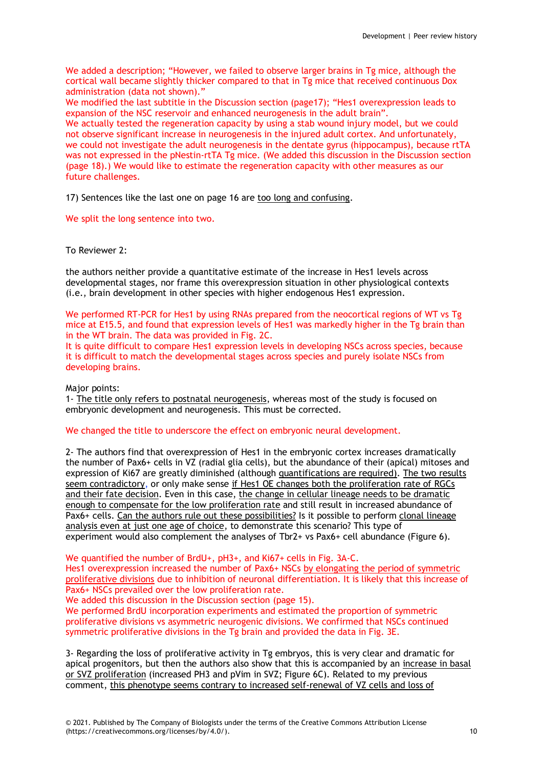We added a description; "However, we failed to observe larger brains in Tg mice, although the cortical wall became slightly thicker compared to that in Tg mice that received continuous Dox administration (data not shown)."
We modified the last subtitle in the Discussion section (page17); "Hes1 overexpression leads to expansion of the NSC reservoir and enhanced neurogenesis in the adult brain".
We actually tested the regeneration capacity by using a stab wound injury model, but we could not observe significant increase in neurogenesis in the injured adult cortex. And unfortunately, we could not investigate the adult neurogenesis in the dentate gyrus (hippocampus), because rtTA was not expressed in the pNestin-rtTA Tg mice. (We added this discussion in the Discussion section (page 18).) We would like to estimate the regeneration capacity with other measures as our future challenges.

17) Sentences like the last one on page 16 are too long and confusing.

We split the long sentence into two.

To Reviewer 2:

the authors neither provide a quantitative estimate of the increase in Hes1 levels across developmental stages, nor frame this overexpression situation in other physiological contexts (i.e., brain development in other species with higher endogenous Hes1 expression.

We performed RT-PCR for Hes1 by using RNAs prepared from the neocortical regions of WT vs Tg mice at E15.5, and found that expression levels of Hes1 was markedly higher in the Tg brain than in the WT brain. The data was provided in Fig. 2C.
It is quite difficult to compare Hes1 expression levels in developing NSCs across species, because it is difficult to match the developmental stages across species and purely isolate NSCs from developing brains.

Major points:
1- The title only refers to postnatal neurogenesis, whereas most of the study is focused on embryonic development and neurogenesis. This must be corrected.

We changed the title to underscore the effect on embryonic neural development.

2- The authors find that overexpression of Hes1 in the embryonic cortex increases dramatically the number of Pax6+ cells in VZ (radial glia cells), but the abundance of their (apical) mitoses and expression of Ki67 are greatly diminished (although quantifications are required). The two results seem contradictory, or only make sense if Hes1 OE changes both the proliferation rate of RGCs and their fate decision. Even in this case, the change in cellular lineage needs to be dramatic enough to compensate for the low proliferation rate and still result in increased abundance of Pax6+ cells. Can the authors rule out these possibilities? Is it possible to perform clonal lineage analysis even at just one age of choice, to demonstrate this scenario? This type of experiment would also complement the analyses of Tbr2+ vs Pax6+ cell abundance (Figure 6).

We quantified the number of BrdU+, pH3+, and Ki67+ cells in Fig. 3A-C.
Hes1 overexpression increased the number of Pax6+ NSCs by elongating the period of symmetric proliferative divisions due to inhibition of neuronal differentiation. It is likely that this increase of Pax6+ NSCs prevailed over the low proliferation rate.
We added this discussion in the Discussion section (page 15).
We performed BrdU incorporation experiments and estimated the proportion of symmetric proliferative divisions vs asymmetric neurogenic divisions. We confirmed that NSCs continued symmetric proliferative divisions in the Tg brain and provided the data in Fig. 3E.

3- Regarding the loss of proliferative activity in Tg embryos, this is very clear and dramatic for apical progenitors, but then the authors also show that this is accompanied by an increase in basal or SVZ proliferation (increased PH3 and pVim in SVZ; Figure 6C). Related to my previous comment, this phenotype seems contrary to increased self-renewal of VZ cells and loss of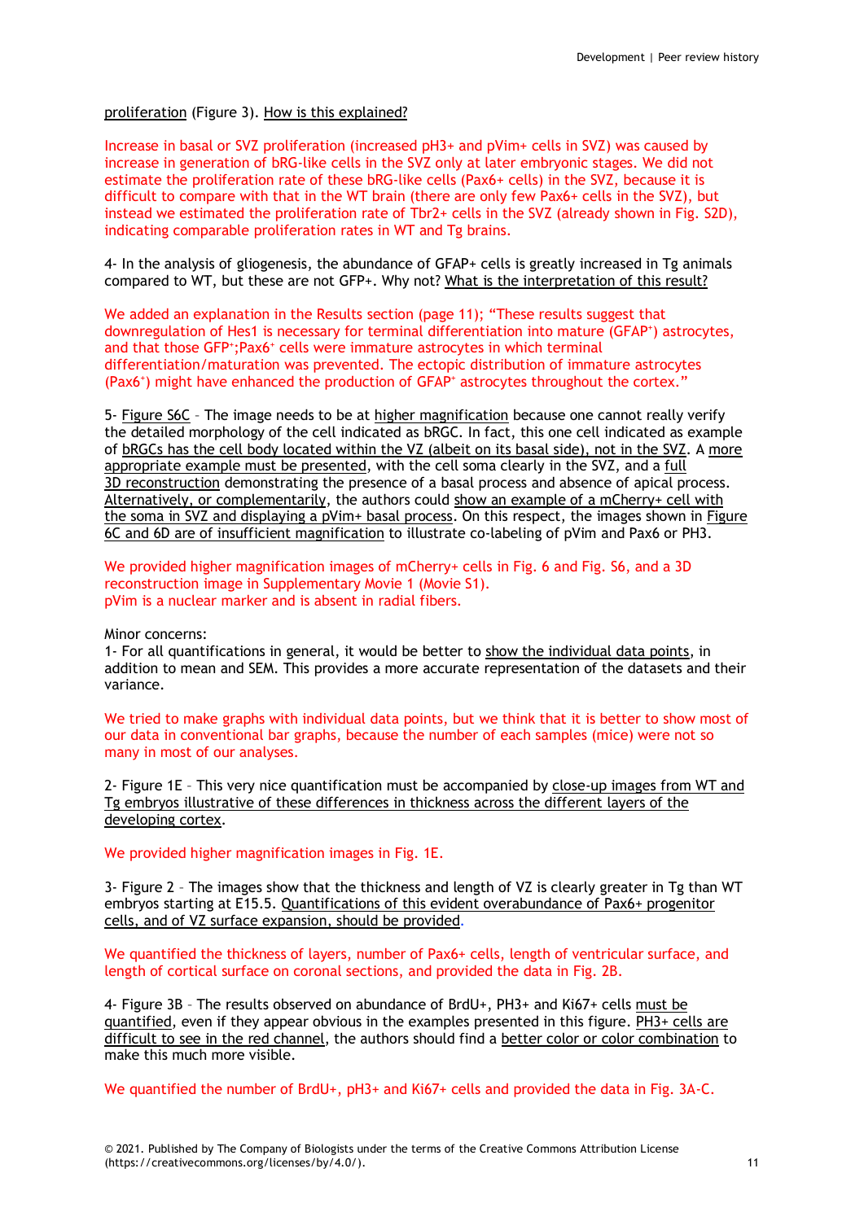proliferation (Figure 3). How is this explained?

Increase in basal or SVZ proliferation (increased pH3+ and pVim+ cells in SVZ) was caused by increase in generation of bRG-like cells in the SVZ only at later embryonic stages. We did not estimate the proliferation rate of these bRG-like cells (Pax6+ cells) in the SVZ, because it is difficult to compare with that in the WT brain (there are only few Pax6+ cells in the SVZ), but instead we estimated the proliferation rate of Tbr2+ cells in the SVZ (already shown in Fig. S2D), indicating comparable proliferation rates in WT and Tg brains.

4- In the analysis of gliogenesis, the abundance of GFAP+ cells is greatly increased in Tg animals compared to WT, but these are not GFP+. Why not? What is the interpretation of this result?

We added an explanation in the Results section (page 11); "These results suggest that downregulation of Hes1 is necessary for terminal differentiation into mature (GFAP+) astrocytes, and that those GFP+;Pax6+ cells were immature astrocytes in which terminal differentiation/maturation was prevented. The ectopic distribution of immature astrocytes (Pax6+) might have enhanced the production of GFAP+ astrocytes throughout the cortex."

5- Figure S6C – The image needs to be at higher magnification because one cannot really verify the detailed morphology of the cell indicated as bRGC. In fact, this one cell indicated as example of bRGCs has the cell body located within the VZ (albeit on its basal side), not in the SVZ. A more appropriate example must be presented, with the cell soma clearly in the SVZ, and a full 3D reconstruction demonstrating the presence of a basal process and absence of apical process. Alternatively, or complementarily, the authors could show an example of a mCherry+ cell with the soma in SVZ and displaying a pVim+ basal process. On this respect, the images shown in Figure 6C and 6D are of insufficient magnification to illustrate co-labeling of pVim and Pax6 or PH3.

We provided higher magnification images of mCherry+ cells in Fig. 6 and Fig. S6, and a 3D reconstruction image in Supplementary Movie 1 (Movie S1).
pVim is a nuclear marker and is absent in radial fibers.

Minor concerns:
1- For all quantifications in general, it would be better to show the individual data points, in addition to mean and SEM. This provides a more accurate representation of the datasets and their variance.

We tried to make graphs with individual data points, but we think that it is better to show most of our data in conventional bar graphs, because the number of each samples (mice) were not so many in most of our analyses.

2- Figure 1E – This very nice quantification must be accompanied by close-up images from WT and Tg embryos illustrative of these differences in thickness across the different layers of the developing cortex.

We provided higher magnification images in Fig. 1E.

3- Figure 2 – The images show that the thickness and length of VZ is clearly greater in Tg than WT embryos starting at E15.5. Quantifications of this evident overabundance of Pax6+ progenitor cells, and of VZ surface expansion, should be provided.

We quantified the thickness of layers, number of Pax6+ cells, length of ventricular surface, and length of cortical surface on coronal sections, and provided the data in Fig. 2B.

4- Figure 3B – The results observed on abundance of BrdU+, PH3+ and Ki67+ cells must be quantified, even if they appear obvious in the examples presented in this figure. PH3+ cells are difficult to see in the red channel, the authors should find a better color or color combination to make this much more visible.

We quantified the number of BrdU+, pH3+ and Ki67+ cells and provided the data in Fig. 3A-C.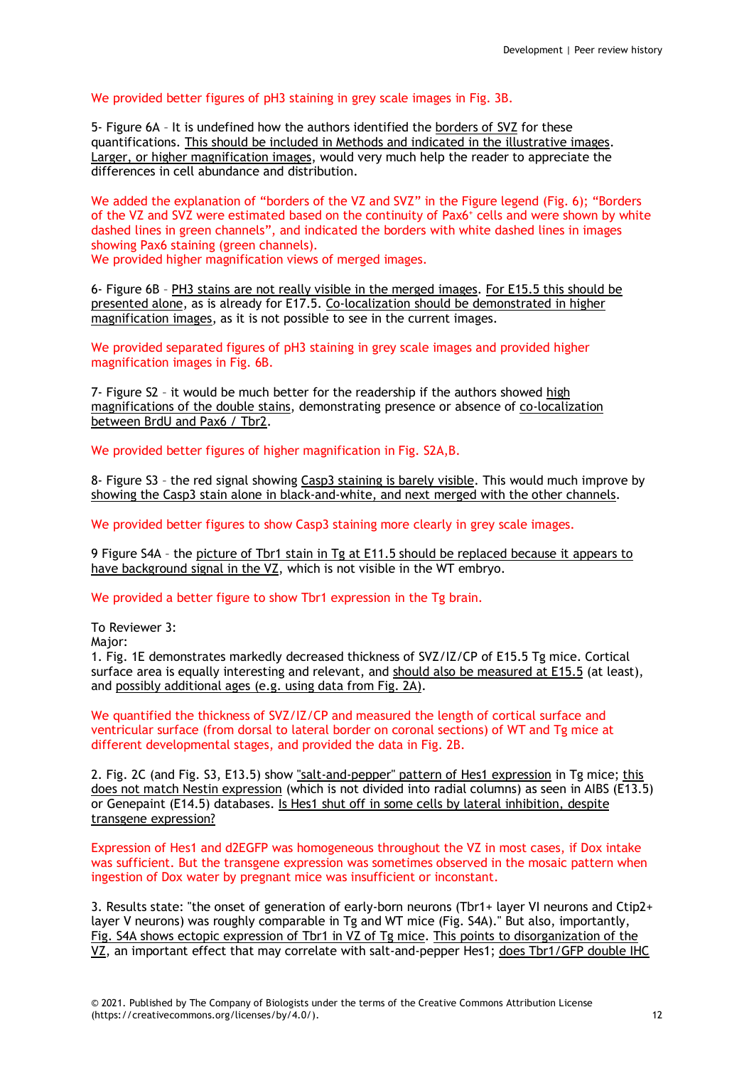We provided better figures of pH3 staining in grey scale images in Fig. 3B.

5- Figure 6A – It is undefined how the authors identified the borders of SVZ for these quantifications. This should be included in Methods and indicated in the illustrative images. Larger, or higher magnification images, would very much help the reader to appreciate the differences in cell abundance and distribution.

We added the explanation of "borders of the VZ and SVZ" in the Figure legend (Fig. 6); "Borders of the VZ and SVZ were estimated based on the continuity of Pax6+ cells and were shown by white dashed lines in green channels", and indicated the borders with white dashed lines in images showing Pax6 staining (green channels).
We provided higher magnification views of merged images.

6- Figure 6B – PH3 stains are not really visible in the merged images. For E15.5 this should be presented alone, as is already for E17.5. Co-localization should be demonstrated in higher magnification images, as it is not possible to see in the current images.

We provided separated figures of pH3 staining in grey scale images and provided higher magnification images in Fig. 6B.

7- Figure S2 – it would be much better for the readership if the authors showed high magnifications of the double stains, demonstrating presence or absence of co-localization between BrdU and Pax6 / Tbr2.

We provided better figures of higher magnification in Fig. S2A,B.

8- Figure S3 – the red signal showing Casp3 staining is barely visible. This would much improve by showing the Casp3 stain alone in black-and-white, and next merged with the other channels.

We provided better figures to show Casp3 staining more clearly in grey scale images.

9 Figure S4A – the picture of Tbr1 stain in Tg at E11.5 should be replaced because it appears to have background signal in the VZ, which is not visible in the WT embryo.

We provided a better figure to show Tbr1 expression in the Tg brain.

To Reviewer 3:
Major:
1. Fig. 1E demonstrates markedly decreased thickness of SVZ/IZ/CP of E15.5 Tg mice. Cortical surface area is equally interesting and relevant, and should also be measured at E15.5 (at least), and possibly additional ages (e.g. using data from Fig. 2A).

We quantified the thickness of SVZ/IZ/CP and measured the length of cortical surface and ventricular surface (from dorsal to lateral border on coronal sections) of WT and Tg mice at different developmental stages, and provided the data in Fig. 2B.

2. Fig. 2C (and Fig. S3, E13.5) show "salt-and-pepper" pattern of Hes1 expression in Tg mice; this does not match Nestin expression (which is not divided into radial columns) as seen in AIBS (E13.5) or Genepaint (E14.5) databases. Is Hes1 shut off in some cells by lateral inhibition, despite transgene expression?

Expression of Hes1 and d2EGFP was homogeneous throughout the VZ in most cases, if Dox intake was sufficient. But the transgene expression was sometimes observed in the mosaic pattern when ingestion of Dox water by pregnant mice was insufficient or inconstant.

3. Results state: "the onset of generation of early-born neurons (Tbr1+ layer VI neurons and Ctip2+ layer V neurons) was roughly comparable in Tg and WT mice (Fig. S4A)." But also, importantly, Fig. S4A shows ectopic expression of Tbr1 in VZ of Tg mice. This points to disorganization of the VZ, an important effect that may correlate with salt-and-pepper Hes1; does Tbr1/GFP double IHC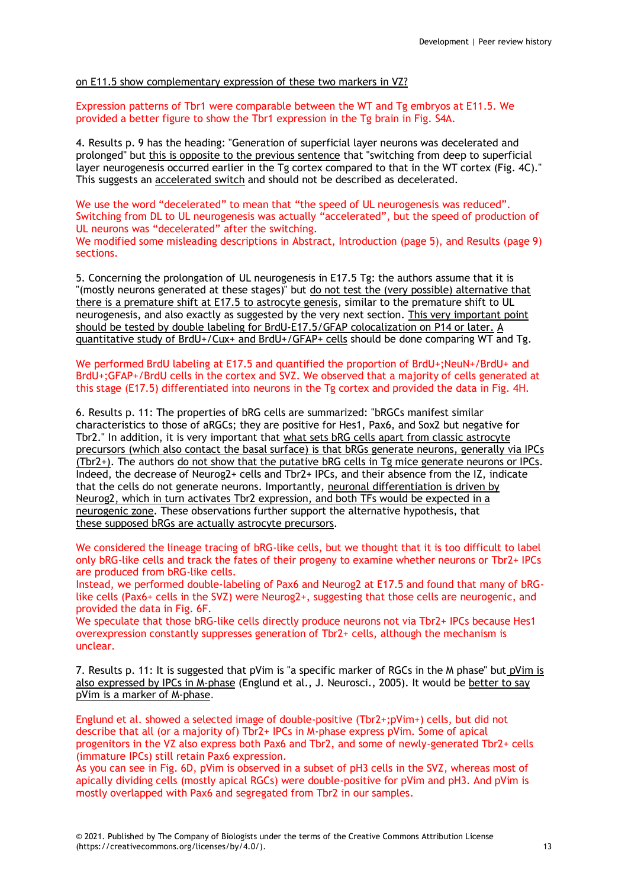on E11.5 show complementary expression of these two markers in VZ?

Expression patterns of Tbr1 were comparable between the WT and Tg embryos at E11.5. We provided a better figure to show the Tbr1 expression in the Tg brain in Fig. S4A.

4. Results p. 9 has the heading: "Generation of superficial layer neurons was decelerated and prolonged" but this is opposite to the previous sentence that "switching from deep to superficial layer neurogenesis occurred earlier in the Tg cortex compared to that in the WT cortex (Fig. 4C)." This suggests an accelerated switch and should not be described as decelerated.

We use the word "decelerated" to mean that "the speed of UL neurogenesis was reduced". Switching from DL to UL neurogenesis was actually "accelerated", but the speed of production of UL neurons was "decelerated" after the switching.
We modified some misleading descriptions in Abstract, Introduction (page 5), and Results (page 9) sections.

5. Concerning the prolongation of UL neurogenesis in E17.5 Tg: the authors assume that it is "(mostly neurons generated at these stages)" but do not test the (very possible) alternative that there is a premature shift at E17.5 to astrocyte genesis, similar to the premature shift to UL neurogenesis, and also exactly as suggested by the very next section. This very important point should be tested by double labeling for BrdU-E17.5/GFAP colocalization on P14 or later. A quantitative study of BrdU+/Cux+ and BrdU+/GFAP+ cells should be done comparing WT and Tg.

We performed BrdU labeling at E17.5 and quantified the proportion of BrdU+;NeuN+/BrdU+ and BrdU+;GFAP+/BrdU cells in the cortex and SVZ. We observed that a majority of cells generated at this stage (E17.5) differentiated into neurons in the Tg cortex and provided the data in Fig. 4H.

6. Results p. 11: The properties of bRG cells are summarized: "bRGCs manifest similar characteristics to those of aRGCs; they are positive for Hes1, Pax6, and Sox2 but negative for Tbr2." In addition, it is very important that what sets bRG cells apart from classic astrocyte precursors (which also contact the basal surface) is that bRGs generate neurons, generally via IPCs (Tbr2+). The authors do not show that the putative bRG cells in Tg mice generate neurons or IPCs. Indeed, the decrease of Neurog2+ cells and Tbr2+ IPCs, and their absence from the IZ, indicate that the cells do not generate neurons. Importantly, neuronal differentiation is driven by Neurog2, which in turn activates Tbr2 expression, and both TFs would be expected in a neurogenic zone. These observations further support the alternative hypothesis, that these supposed bRGs are actually astrocyte precursors.

We considered the lineage tracing of bRG-like cells, but we thought that it is too difficult to label only bRG-like cells and track the fates of their progeny to examine whether neurons or Tbr2+ IPCs are produced from bRG-like cells.
Instead, we performed double-labeling of Pax6 and Neurog2 at E17.5 and found that many of bRG-like cells (Pax6+ cells in the SVZ) were Neurog2+, suggesting that those cells are neurogenic, and provided the data in Fig. 6F.
We speculate that those bRG-like cells directly produce neurons not via Tbr2+ IPCs because Hes1 overexpression constantly suppresses generation of Tbr2+ cells, although the mechanism is unclear.

7. Results p. 11: It is suggested that pVim is "a specific marker of RGCs in the M phase" but pVim is also expressed by IPCs in M-phase (Englund et al., J. Neurosci., 2005). It would be better to say pVim is a marker of M-phase.

Englund et al. showed a selected image of double-positive (Tbr2+;pVim+) cells, but did not describe that all (or a majority of) Tbr2+ IPCs in M-phase express pVim. Some of apical progenitors in the VZ also express both Pax6 and Tbr2, and some of newly-generated Tbr2+ cells (immature IPCs) still retain Pax6 expression.
As you can see in Fig. 6D, pVim is observed in a subset of pH3 cells in the SVZ, whereas most of apically dividing cells (mostly apical RGCs) were double-positive for pVim and pH3. And pVim is mostly overlapped with Pax6 and segregated from Tbr2 in our samples.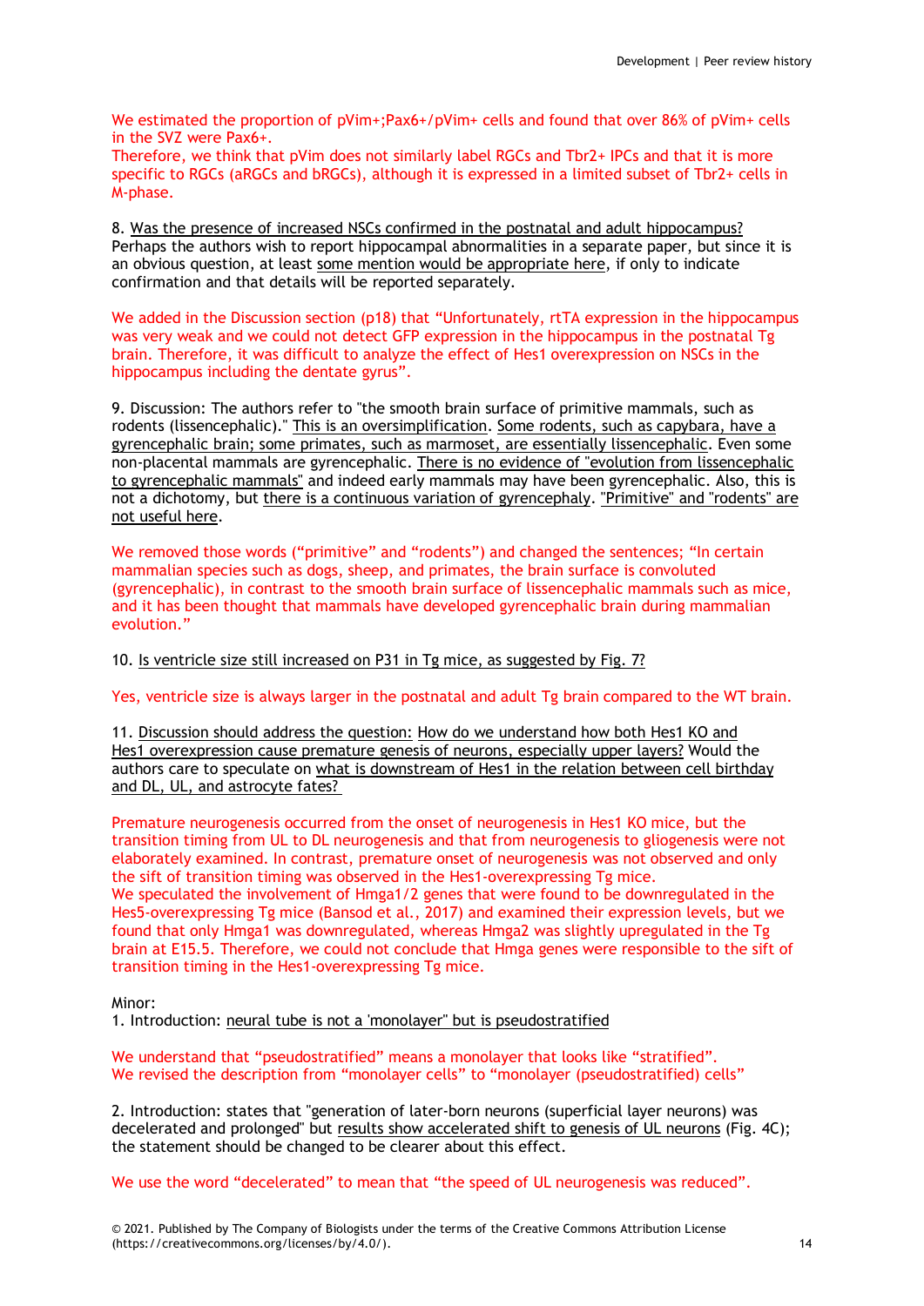We estimated the proportion of pVim+;Pax6+/pVim+ cells and found that over 86% of pVim+ cells in the SVZ were Pax6+.
Therefore, we think that pVim does not similarly label RGCs and Tbr2+ IPCs and that it is more specific to RGCs (aRGCs and bRGCs), although it is expressed in a limited subset of Tbr2+ cells in M-phase.

8. Was the presence of increased NSCs confirmed in the postnatal and adult hippocampus? Perhaps the authors wish to report hippocampal abnormalities in a separate paper, but since it is an obvious question, at least some mention would be appropriate here, if only to indicate confirmation and that details will be reported separately.

We added in the Discussion section (p18) that "Unfortunately, rtTA expression in the hippocampus was very weak and we could not detect GFP expression in the hippocampus in the postnatal Tg brain. Therefore, it was difficult to analyze the effect of Hes1 overexpression on NSCs in the hippocampus including the dentate gyrus".

9. Discussion: The authors refer to "the smooth brain surface of primitive mammals, such as rodents (lissencephalic)." This is an oversimplification. Some rodents, such as capybara, have a gyrencephalic brain; some primates, such as marmoset, are essentially lissencephalic. Even some non-placental mammals are gyrencephalic. There is no evidence of "evolution from lissencephalic to gyrencephalic mammals" and indeed early mammals may have been gyrencephalic. Also, this is not a dichotomy, but there is a continuous variation of gyrencephaly. "Primitive" and "rodents" are not useful here.

We removed those words ("primitive" and "rodents") and changed the sentences; "In certain mammalian species such as dogs, sheep, and primates, the brain surface is convoluted (gyrencephalic), in contrast to the smooth brain surface of lissencephalic mammals such as mice, and it has been thought that mammals have developed gyrencephalic brain during mammalian evolution."

10. Is ventricle size still increased on P31 in Tg mice, as suggested by Fig. 7?

Yes, ventricle size is always larger in the postnatal and adult Tg brain compared to the WT brain.

11. Discussion should address the question: How do we understand how both Hes1 KO and Hes1 overexpression cause premature genesis of neurons, especially upper layers? Would the authors care to speculate on what is downstream of Hes1 in the relation between cell birthday and DL, UL, and astrocyte fates?

Premature neurogenesis occurred from the onset of neurogenesis in Hes1 KO mice, but the transition timing from UL to DL neurogenesis and that from neurogenesis to gliogenesis were not elaborately examined. In contrast, premature onset of neurogenesis was not observed and only the sift of transition timing was observed in the Hes1-overexpressing Tg mice.
We speculated the involvement of Hmga1/2 genes that were found to be downregulated in the Hes5-overexpressing Tg mice (Bansod et al., 2017) and examined their expression levels, but we found that only Hmga1 was downregulated, whereas Hmga2 was slightly upregulated in the Tg brain at E15.5. Therefore, we could not conclude that Hmga genes were responsible to the sift of transition timing in the Hes1-overexpressing Tg mice.

Minor:
1. Introduction: neural tube is not a 'monolayer" but is pseudostratified

We understand that "pseudostratified" means a monolayer that looks like "stratified".
We revised the description from "monolayer cells" to "monolayer (pseudostratified) cells"

2. Introduction: states that "generation of later-born neurons (superficial layer neurons) was decelerated and prolonged" but results show accelerated shift to genesis of UL neurons (Fig. 4C); the statement should be changed to be clearer about this effect.

We use the word "decelerated" to mean that "the speed of UL neurogenesis was reduced".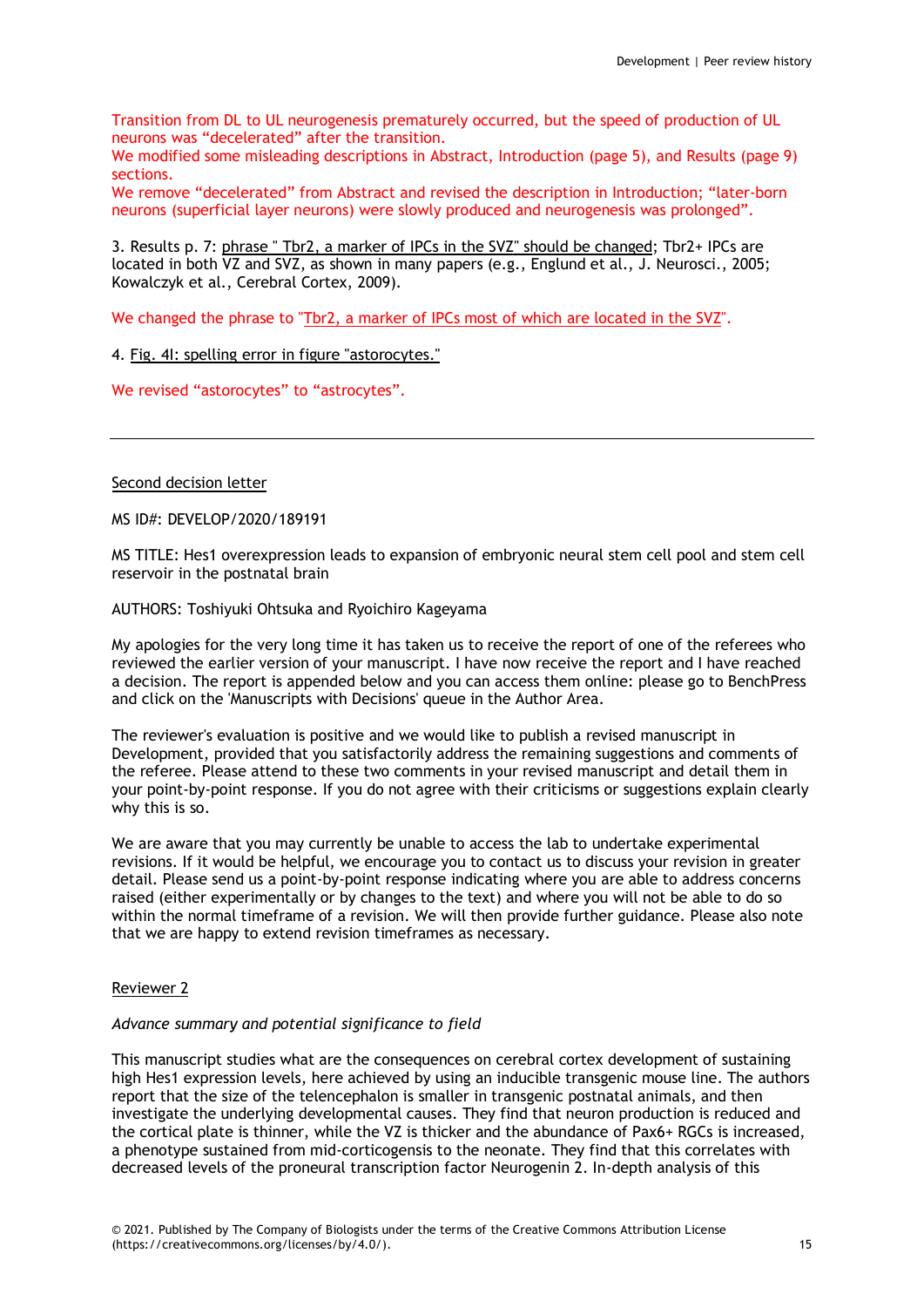Transition from DL to UL neurogenesis prematurely occurred, but the speed of production of UL neurons was "decelerated" after the transition.
We modified some misleading descriptions in Abstract, Introduction (page 5), and Results (page 9) sections.
We remove "decelerated" from Abstract and revised the description in Introduction; "later-born neurons (superficial layer neurons) were slowly produced and neurogenesis was prolonged".

3. Results p. 7: phrase " Tbr2, a marker of IPCs in the SVZ" should be changed; Tbr2+ IPCs are located in both VZ and SVZ, as shown in many papers (e.g., Englund et al., J. Neurosci., 2005; Kowalczyk et al., Cerebral Cortex, 2009).

We changed the phrase to "Tbr2, a marker of IPCs most of which are located in the SVZ".

4. Fig. 4I: spelling error in figure "astorocytes."

We revised "astorocytes" to "astrocytes".

---

Second decision letter

MS ID#: DEVELOP/2020/189191

MS TITLE: Hes1 overexpression leads to expansion of embryonic neural stem cell pool and stem cell reservoir in the postnatal brain

AUTHORS: Toshiyuki Ohtsuka and Ryoichiro Kageyama

My apologies for the very long time it has taken us to receive the report of one of the referees who reviewed the earlier version of your manuscript. I have now receive the report and I have reached a decision. The report is appended below and you can access them online: please go to BenchPress and click on the 'Manuscripts with Decisions' queue in the Author Area.

The reviewer's evaluation is positive and we would like to publish a revised manuscript in Development, provided that you satisfactorily address the remaining suggestions and comments of the referee. Please attend to these two comments in your revised manuscript and detail them in your point-by-point response. If you do not agree with their criticisms or suggestions explain clearly why this is so.

We are aware that you may currently be unable to access the lab to undertake experimental revisions. If it would be helpful, we encourage you to contact us to discuss your revision in greater detail. Please send us a point-by-point response indicating where you are able to address concerns raised (either experimentally or by changes to the text) and where you will not be able to do so within the normal timeframe of a revision. We will then provide further guidance. Please also note that we are happy to extend revision timeframes as necessary.

Reviewer 2

*Advance summary and potential significance to field*

This manuscript studies what are the consequences on cerebral cortex development of sustaining high Hes1 expression levels, here achieved by using an inducible transgenic mouse line. The authors report that the size of the telencephalon is smaller in transgenic postnatal animals, and then investigate the underlying developmental causes. They find that neuron production is reduced and the cortical plate is thinner, while the VZ is thicker and the abundance of Pax6+ RGCs is increased, a phenotype sustained from mid-corticogensis to the neonate. They find that this correlates with decreased levels of the proneural transcription factor Neurogenin 2. In-depth analysis of this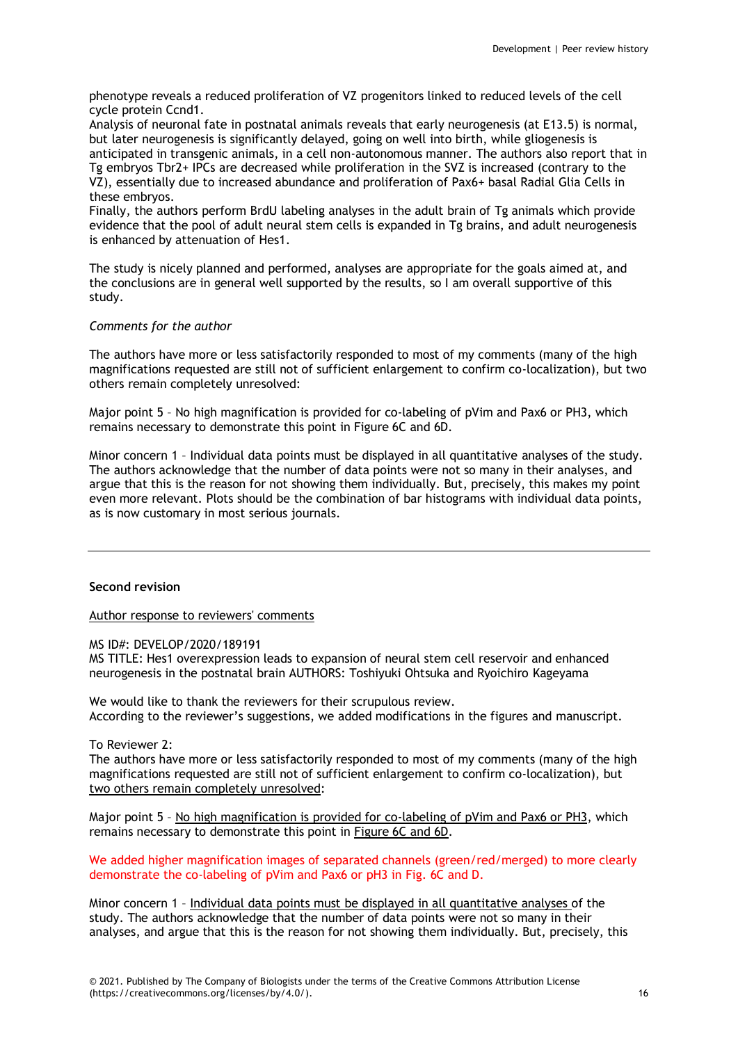phenotype reveals a reduced proliferation of VZ progenitors linked to reduced levels of the cell cycle protein Ccnd1.
Analysis of neuronal fate in postnatal animals reveals that early neurogenesis (at E13.5) is normal, but later neurogenesis is significantly delayed, going on well into birth, while gliogenesis is anticipated in transgenic animals, in a cell non-autonomous manner. The authors also report that in Tg embryos Tbr2+ IPCs are decreased while proliferation in the SVZ is increased (contrary to the VZ), essentially due to increased abundance and proliferation of Pax6+ basal Radial Glia Cells in these embryos.
Finally, the authors perform BrdU labeling analyses in the adult brain of Tg animals which provide evidence that the pool of adult neural stem cells is expanded in Tg brains, and adult neurogenesis is enhanced by attenuation of Hes1.

The study is nicely planned and performed, analyses are appropriate for the goals aimed at, and the conclusions are in general well supported by the results, so I am overall supportive of this study.

*Comments for the author*

The authors have more or less satisfactorily responded to most of my comments (many of the high magnifications requested are still not of sufficient enlargement to confirm co-localization), but two others remain completely unresolved:

Major point 5 – No high magnification is provided for co-labeling of pVim and Pax6 or PH3, which remains necessary to demonstrate this point in Figure 6C and 6D.

Minor concern 1 – Individual data points must be displayed in all quantitative analyses of the study. The authors acknowledge that the number of data points were not so many in their analyses, and argue that this is the reason for not showing them individually. But, precisely, this makes my point even more relevant. Plots should be the combination of bar histograms with individual data points, as is now customary in most serious journals.

---

**Second revision**

Author response to reviewers' comments

MS ID#: DEVELOP/2020/189191
MS TITLE: Hes1 overexpression leads to expansion of neural stem cell reservoir and enhanced neurogenesis in the postnatal brain AUTHORS: Toshiyuki Ohtsuka and Ryoichiro Kageyama

We would like to thank the reviewers for their scrupulous review.
According to the reviewer's suggestions, we added modifications in the figures and manuscript.

To Reviewer 2:
The authors have more or less satisfactorily responded to most of my comments (many of the high magnifications requested are still not of sufficient enlargement to confirm co-localization), but two others remain completely unresolved:

Major point 5 – No high magnification is provided for co-labeling of pVim and Pax6 or PH3, which remains necessary to demonstrate this point in Figure 6C and 6D.

We added higher magnification images of separated channels (green/red/merged) to more clearly demonstrate the co-labeling of pVim and Pax6 or pH3 in Fig. 6C and D.

Minor concern 1 – Individual data points must be displayed in all quantitative analyses of the study. The authors acknowledge that the number of data points were not so many in their analyses, and argue that this is the reason for not showing them individually. But, precisely, this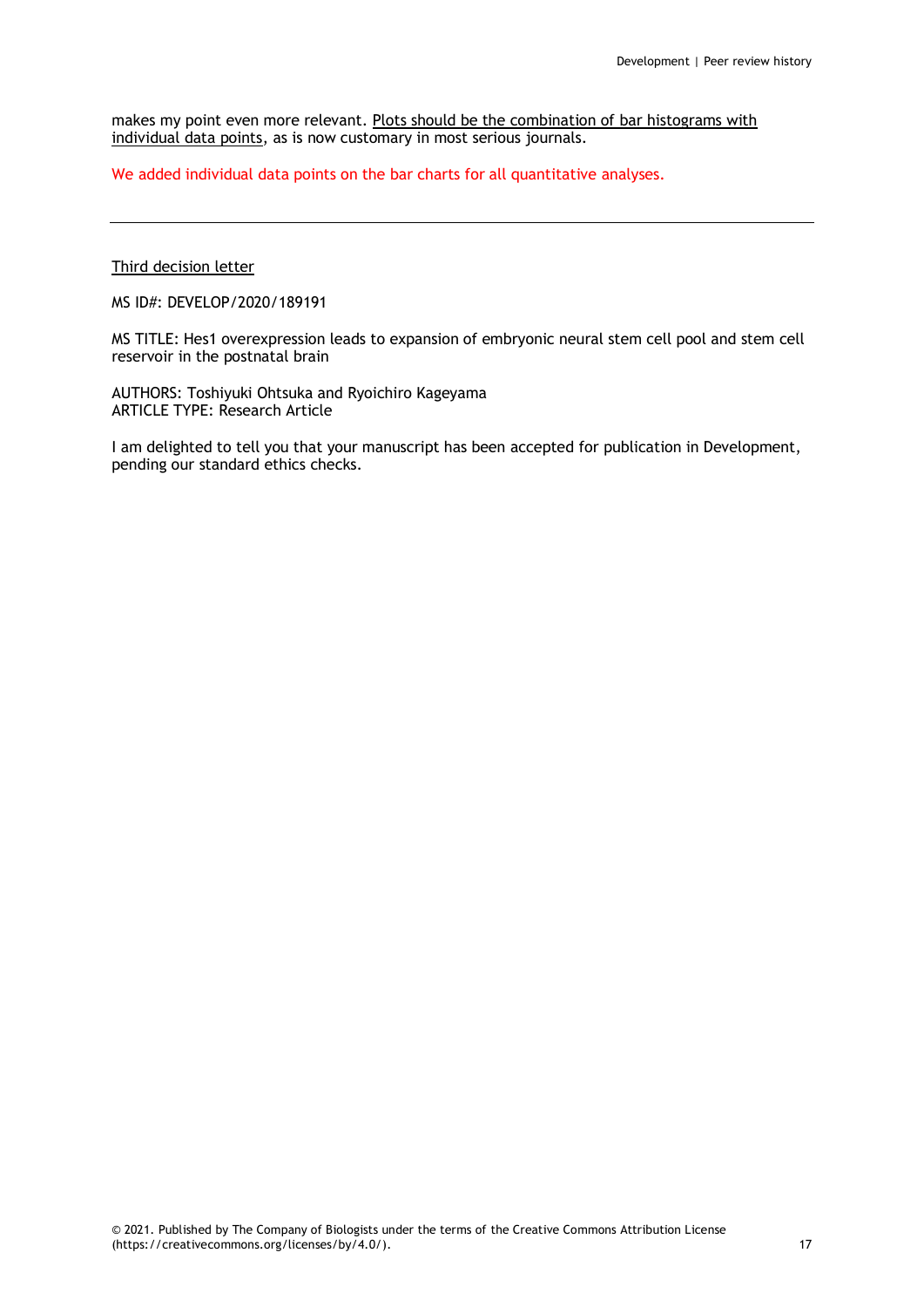makes my point even more relevant. <u>Plots should be the combination of bar histograms with individual data points</u>, as is now customary in most serious journals.

We added individual data points on the bar charts for all quantitative analyses.

---

<u>Third decision letter</u>

MS ID#: DEVELOP/2020/189191

MS TITLE: Hes1 overexpression leads to expansion of embryonic neural stem cell pool and stem cell reservoir in the postnatal brain

AUTHORS: Toshiyuki Ohtsuka and Ryoichiro Kageyama
ARTICLE TYPE: Research Article

I am delighted to tell you that your manuscript has been accepted for publication in Development, pending our standard ethics checks.

© 2021. Published by The Company of Biologists under the terms of the Creative Commons Attribution License (https://creativecommons.org/licenses/by/4.0/).